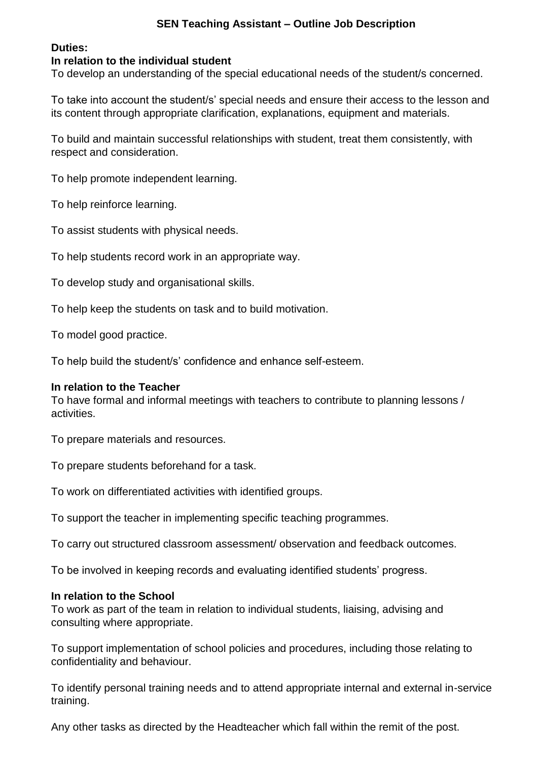# SEN Teaching Assistant – Outline Job Description

**Duties:**

**In relation to the individual student**

To develop an understanding of the special educational needs of the student/s concerned.

To take into account the student/s' special needs and ensure their access to the lesson and its content through appropriate clarification, explanations, equipment and materials.

To build and maintain successful relationships with student, treat them consistently, with respect and consideration.

To help promote independent learning.

To help reinforce learning.

To assist students with physical needs.

To help students record work in an appropriate way.

To develop study and organisational skills.

To help keep the students on task and to build motivation.

To model good practice.

To help build the student/s' confidence and enhance self-esteem.

**In relation to the Teacher**

To have formal and informal meetings with teachers to contribute to planning lessons / activities.

To prepare materials and resources.

To prepare students beforehand for a task.

To work on differentiated activities with identified groups.

To support the teacher in implementing specific teaching programmes.

To carry out structured classroom assessment/ observation and feedback outcomes.

To be involved in keeping records and evaluating identified students' progress.

**In relation to the School**

To work as part of the team in relation to individual students, liaising, advising and consulting where appropriate.

To support implementation of school policies and procedures, including those relating to confidentiality and behaviour.

To identify personal training needs and to attend appropriate internal and external in-service training.

Any other tasks as directed by the Headteacher which fall within the remit of the post.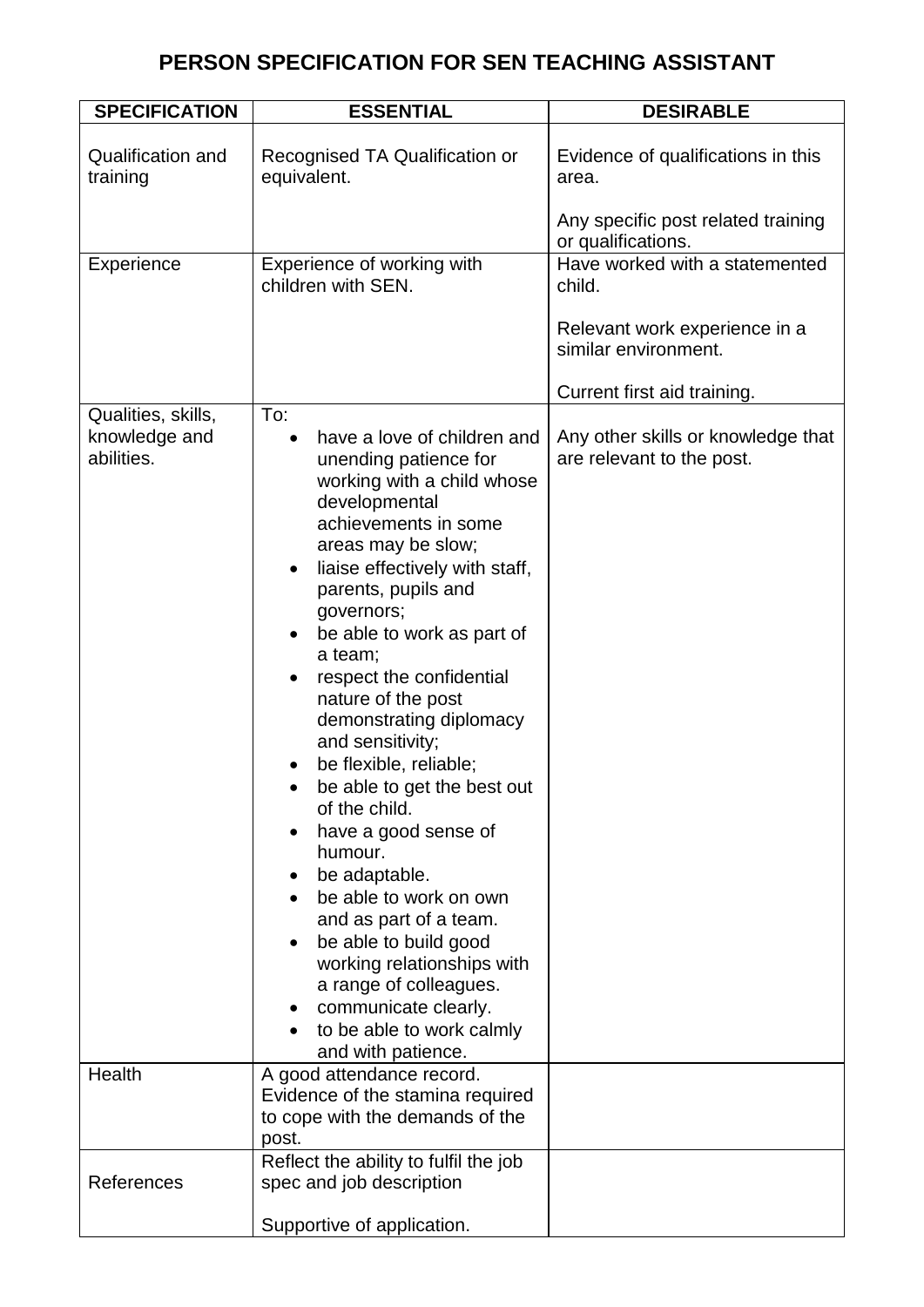# PERSON SPECIFICATION FOR SEN TEACHING ASSISTANT

| SPECIFICATION | ESSENTIAL | DESIRABLE |
|---|---|---|
| Qualification and training | Recognised TA Qualification or equivalent. | Evidence of qualifications in this area.<br><br>Any specific post related training or qualifications. |
| Experience | Experience of working with children with SEN. | Have worked with a statemented child.<br><br>Relevant work experience in a similar environment.<br><br>Current first aid training. |
| Qualities, skills, knowledge and abilities. | To:<br>• have a love of children and unending patience for working with a child whose developmental achievements in some areas may be slow;<br>• liaise effectively with staff, parents, pupils and governors;<br>• be able to work as part of a team;<br>• respect the confidential nature of the post demonstrating diplomacy and sensitivity;<br>• be flexible, reliable;<br>• be able to get the best out of the child.<br>• have a good sense of humour.<br>• be adaptable.<br>• be able to work on own and as part of a team.<br>• be able to build good working relationships with a range of colleagues.<br>• communicate clearly.<br>• to be able to work calmly and with patience. | Any other skills or knowledge that are relevant to the post. |
| Health | A good attendance record.<br>Evidence of the stamina required to cope with the demands of the post. | |
| References | Reflect the ability to fulfil the job spec and job description<br><br>Supportive of application. | |